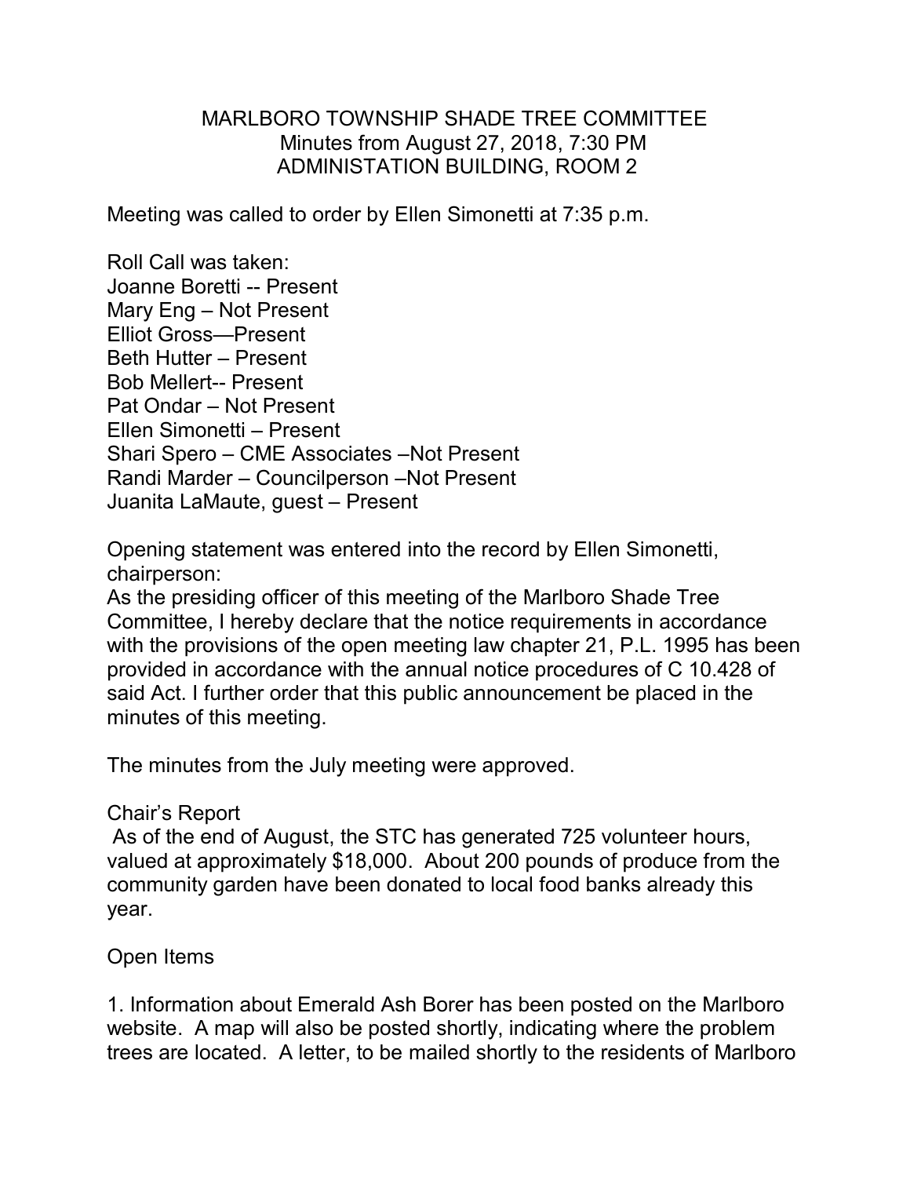# MARLBORO TOWNSHIP SHADE TREE COMMITTEE
Minutes from August 27, 2018, 7:30 PM
ADMINISTATION BUILDING, ROOM 2

Meeting was called to order by Ellen Simonetti at 7:35 p.m.

Roll Call was taken:
Joanne Boretti -- Present
Mary Eng – Not Present
Elliot Gross—Present
Beth Hutter – Present
Bob Mellert-- Present
Pat Ondar – Not Present
Ellen Simonetti – Present
Shari Spero – CME Associates –Not Present
Randi Marder – Councilperson –Not Present
Juanita LaMaute, guest – Present

Opening statement was entered into the record by Ellen Simonetti, chairperson:
As the presiding officer of this meeting of the Marlboro Shade Tree Committee, I hereby declare that the notice requirements in accordance with the provisions of the open meeting law chapter 21, P.L. 1995 has been provided in accordance with the annual notice procedures of C 10.428 of said Act. I further order that this public announcement be placed in the minutes of this meeting.

The minutes from the July meeting were approved.

Chair's Report
As of the end of August, the STC has generated 725 volunteer hours, valued at approximately $18,000. About 200 pounds of produce from the community garden have been donated to local food banks already this year.

Open Items

1. Information about Emerald Ash Borer has been posted on the Marlboro website. A map will also be posted shortly, indicating where the problem trees are located. A letter, to be mailed shortly to the residents of Marlboro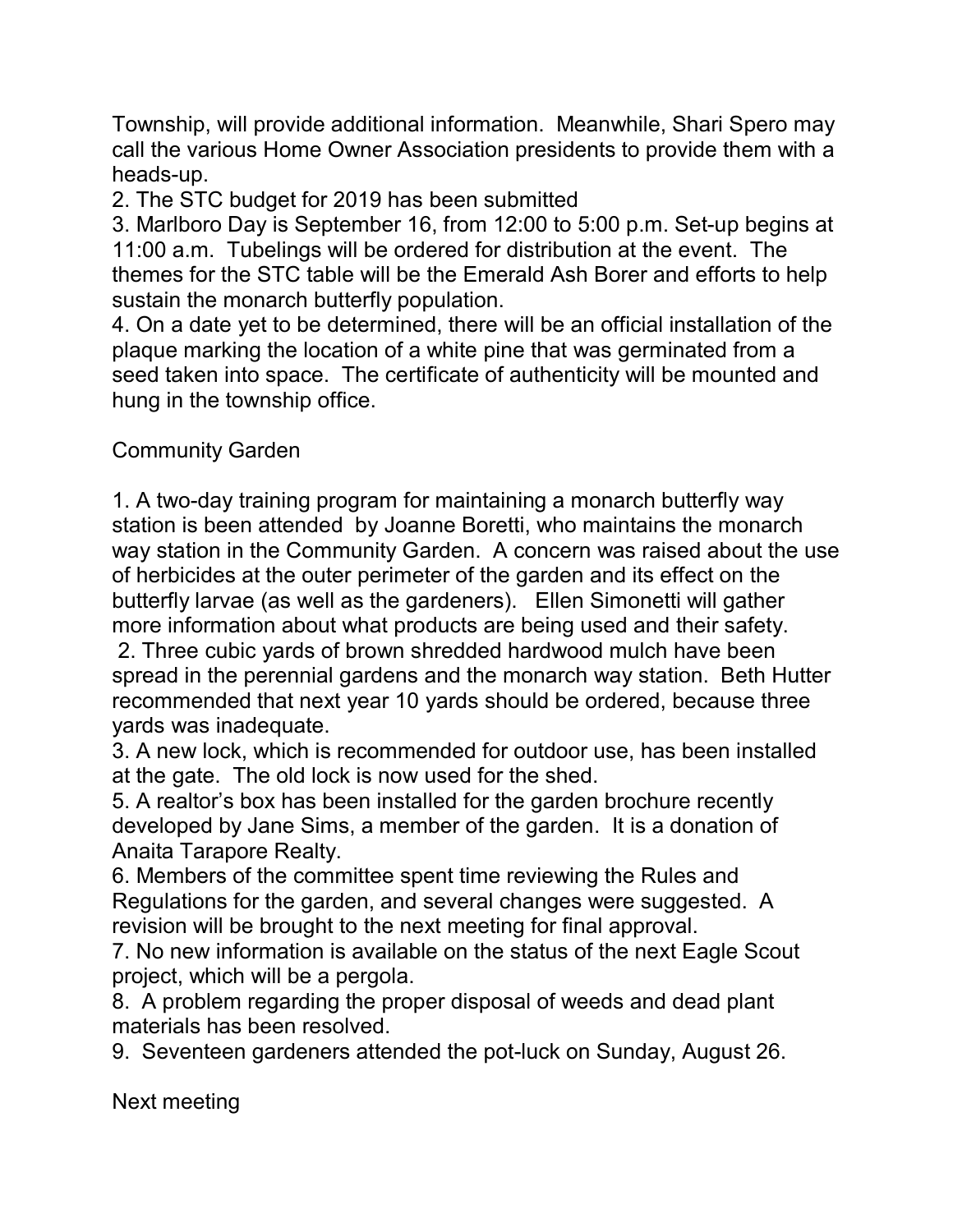Township, will provide additional information. Meanwhile, Shari Spero may call the various Home Owner Association presidents to provide them with a heads-up.

2. The STC budget for 2019 has been submitted

3. Marlboro Day is September 16, from 12:00 to 5:00 p.m. Set-up begins at 11:00 a.m. Tubelings will be ordered for distribution at the event. The themes for the STC table will be the Emerald Ash Borer and efforts to help sustain the monarch butterfly population.

4. On a date yet to be determined, there will be an official installation of the plaque marking the location of a white pine that was germinated from a seed taken into space. The certificate of authenticity will be mounted and hung in the township office.

Community Garden

1. A two-day training program for maintaining a monarch butterfly way station is been attended by Joanne Boretti, who maintains the monarch way station in the Community Garden. A concern was raised about the use of herbicides at the outer perimeter of the garden and its effect on the butterfly larvae (as well as the gardeners). Ellen Simonetti will gather more information about what products are being used and their safety.

2. Three cubic yards of brown shredded hardwood mulch have been spread in the perennial gardens and the monarch way station. Beth Hutter recommended that next year 10 yards should be ordered, because three yards was inadequate.

3. A new lock, which is recommended for outdoor use, has been installed at the gate. The old lock is now used for the shed.

5. A realtor's box has been installed for the garden brochure recently developed by Jane Sims, a member of the garden. It is a donation of Anaita Tarapore Realty.

6. Members of the committee spent time reviewing the Rules and Regulations for the garden, and several changes were suggested. A revision will be brought to the next meeting for final approval.

7. No new information is available on the status of the next Eagle Scout project, which will be a pergola.

8. A problem regarding the proper disposal of weeds and dead plant materials has been resolved.

9. Seventeen gardeners attended the pot-luck on Sunday, August 26.

Next meeting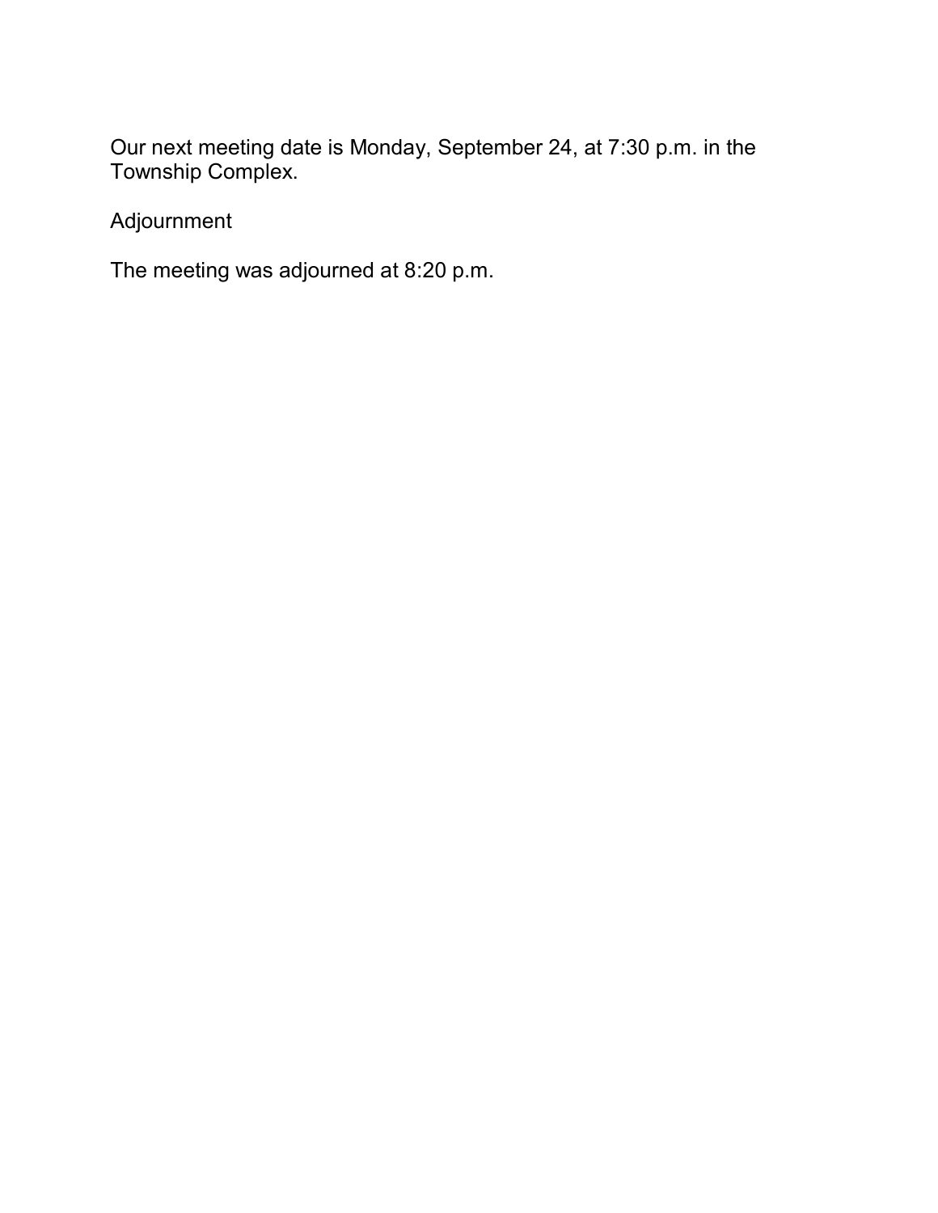Our next meeting date is Monday, September 24, at 7:30 p.m. in the Township Complex.

Adjournment

The meeting was adjourned at 8:20 p.m.